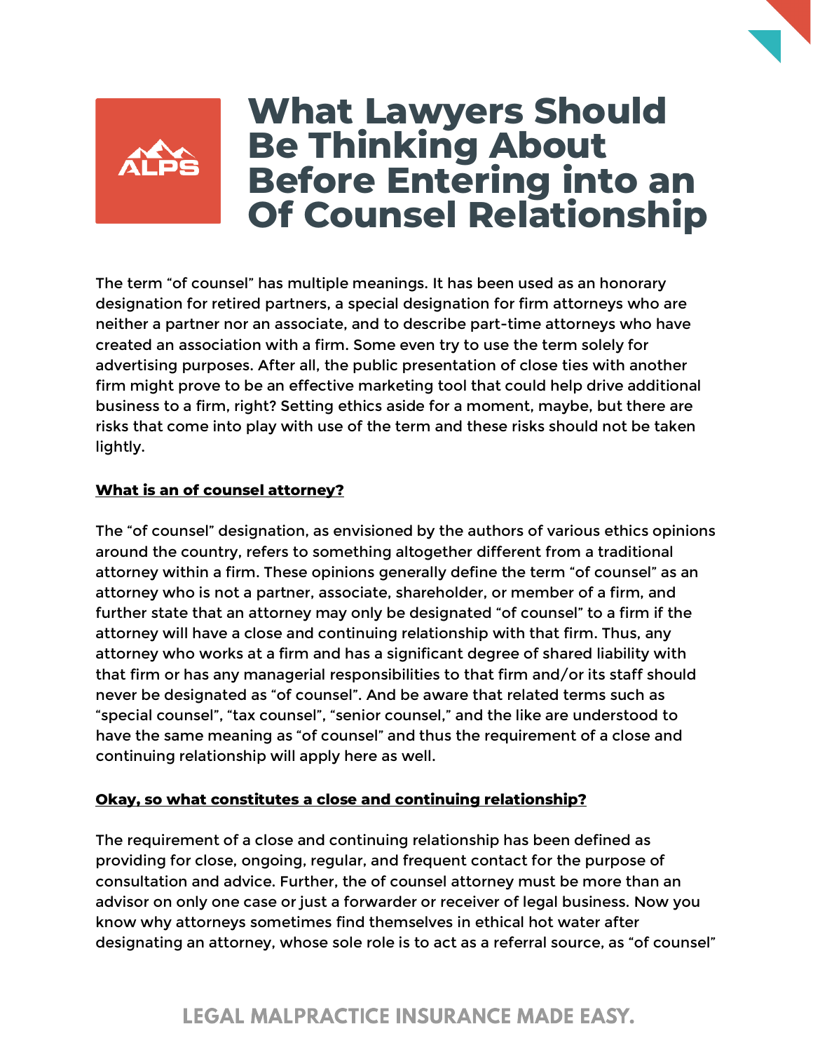# What Lawyers Should Be Thinking About Before Entering into an Of Counsel Relationship

The term "of counsel" has multiple meanings. It has been used as an honorary designation for retired partners, a special designation for firm attorneys who are neither a partner nor an associate, and to describe part-time attorneys who have created an association with a firm. Some even try to use the term solely for advertising purposes. After all, the public presentation of close ties with another firm might prove to be an effective marketing tool that could help drive additional business to a firm, right? Setting ethics aside for a moment, maybe, but there are risks that come into play with use of the term and these risks should not be taken lightly.

## What is an of counsel attorney?

The "of counsel" designation, as envisioned by the authors of various ethics opinions around the country, refers to something altogether different from a traditional attorney within a firm. These opinions generally define the term "of counsel" as an attorney who is not a partner, associate, shareholder, or member of a firm, and further state that an attorney may only be designated "of counsel" to a firm if the attorney will have a close and continuing relationship with that firm. Thus, any attorney who works at a firm and has a significant degree of shared liability with that firm or has any managerial responsibilities to that firm and/or its staff should never be designated as "of counsel". And be aware that related terms such as "special counsel", "tax counsel", "senior counsel," and the like are understood to have the same meaning as "of counsel" and thus the requirement of a close and continuing relationship will apply here as well.

## Okay, so what constitutes a close and continuing relationship?

The requirement of a close and continuing relationship has been defined as providing for close, ongoing, regular, and frequent contact for the purpose of consultation and advice. Further, the of counsel attorney must be more than an advisor on only one case or just a forwarder or receiver of legal business. Now you know why attorneys sometimes find themselves in ethical hot water after designating an attorney, whose sole role is to act as a referral source, as "of counsel"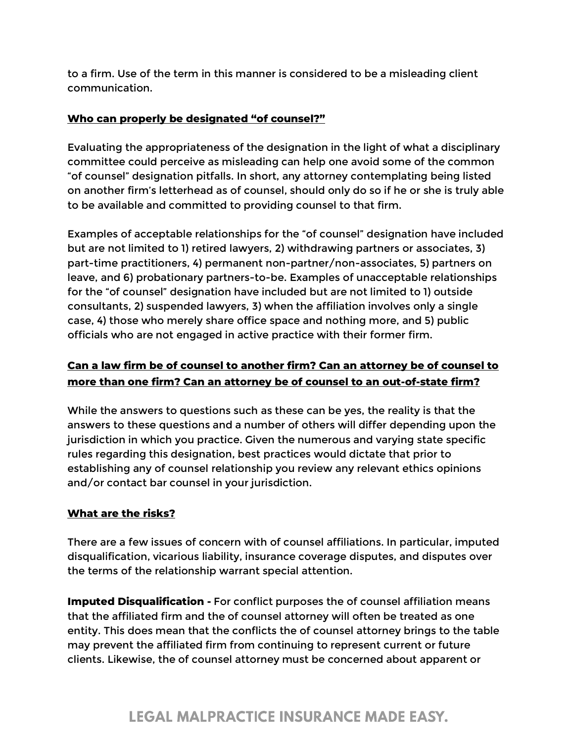to a firm. Use of the term in this manner is considered to be a misleading client communication.

## Who can properly be designated "of counsel?"

Evaluating the appropriateness of the designation in the light of what a disciplinary committee could perceive as misleading can help one avoid some of the common "of counsel" designation pitfalls. In short, any attorney contemplating being listed on another firm's letterhead as of counsel, should only do so if he or she is truly able to be available and committed to providing counsel to that firm.

Examples of acceptable relationships for the "of counsel" designation have included but are not limited to 1) retired lawyers, 2) withdrawing partners or associates, 3) part-time practitioners, 4) permanent non-partner/non-associates, 5) partners on leave, and 6) probationary partners-to-be. Examples of unacceptable relationships for the "of counsel" designation have included but are not limited to 1) outside consultants, 2) suspended lawyers, 3) when the affiliation involves only a single case, 4) those who merely share office space and nothing more, and 5) public officials who are not engaged in active practice with their former firm.

## Can a law firm be of counsel to another firm? Can an attorney be of counsel to more than one firm? Can an attorney be of counsel to an out-of-state firm?

While the answers to questions such as these can be yes, the reality is that the answers to these questions and a number of others will differ depending upon the jurisdiction in which you practice. Given the numerous and varying state specific rules regarding this designation, best practices would dictate that prior to establishing any of counsel relationship you review any relevant ethics opinions and/or contact bar counsel in your jurisdiction.

## What are the risks?

There are a few issues of concern with of counsel affiliations. In particular, imputed disqualification, vicarious liability, insurance coverage disputes, and disputes over the terms of the relationship warrant special attention.

**Imputed Disqualification -** For conflict purposes the of counsel affiliation means that the affiliated firm and the of counsel attorney will often be treated as one entity. This does mean that the conflicts the of counsel attorney brings to the table may prevent the affiliated firm from continuing to represent current or future clients. Likewise, the of counsel attorney must be concerned about apparent or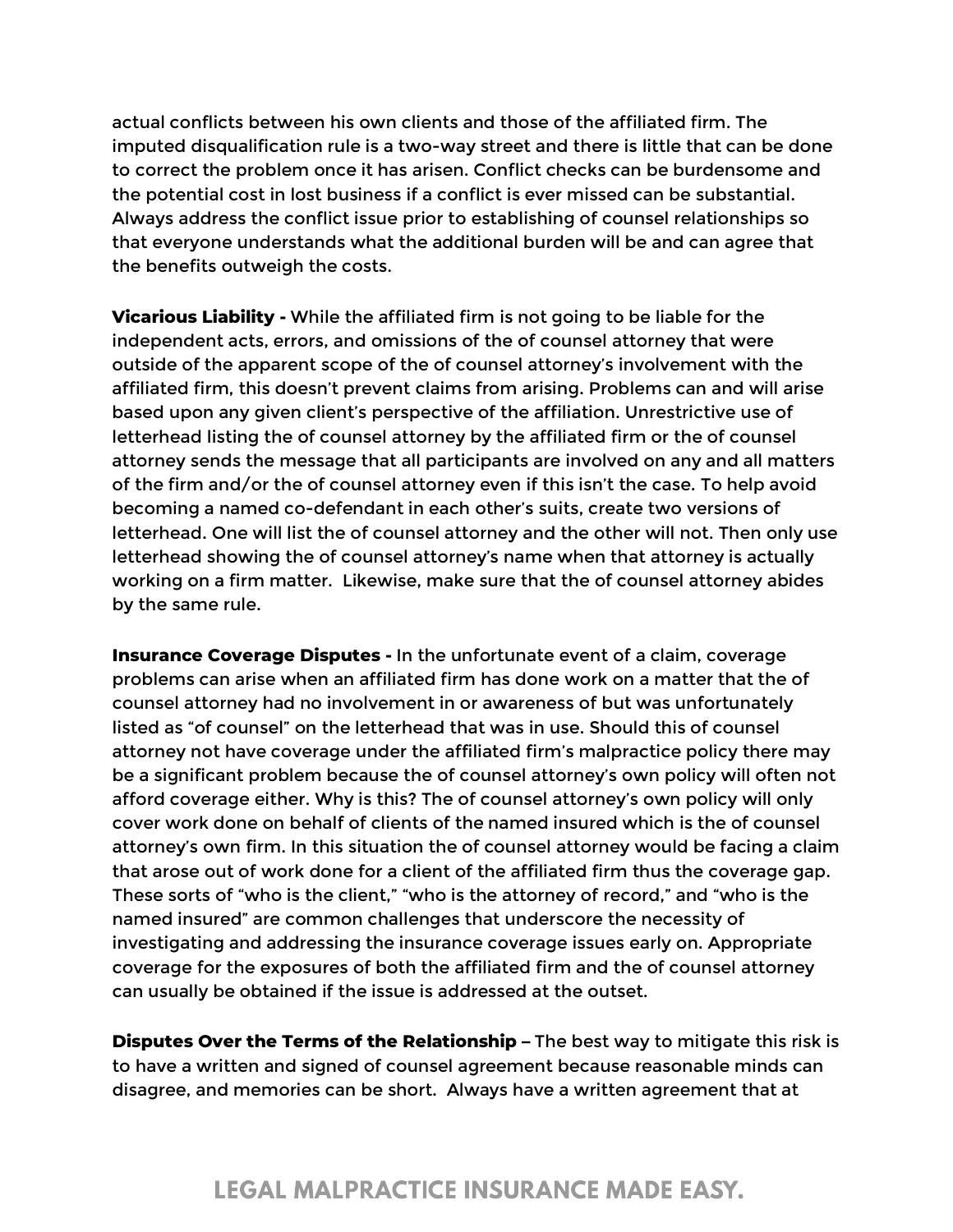actual conflicts between his own clients and those of the affiliated firm. The imputed disqualification rule is a two-way street and there is little that can be done to correct the problem once it has arisen. Conflict checks can be burdensome and the potential cost in lost business if a conflict is ever missed can be substantial. Always address the conflict issue prior to establishing of counsel relationships so that everyone understands what the additional burden will be and can agree that the benefits outweigh the costs.

**Vicarious Liability -** While the affiliated firm is not going to be liable for the independent acts, errors, and omissions of the of counsel attorney that were outside of the apparent scope of the of counsel attorney's involvement with the affiliated firm, this doesn't prevent claims from arising. Problems can and will arise based upon any given client's perspective of the affiliation. Unrestrictive use of letterhead listing the of counsel attorney by the affiliated firm or the of counsel attorney sends the message that all participants are involved on any and all matters of the firm and/or the of counsel attorney even if this isn't the case. To help avoid becoming a named co-defendant in each other's suits, create two versions of letterhead. One will list the of counsel attorney and the other will not. Then only use letterhead showing the of counsel attorney's name when that attorney is actually working on a firm matter. Likewise, make sure that the of counsel attorney abides by the same rule.

**Insurance Coverage Disputes -** In the unfortunate event of a claim, coverage problems can arise when an affiliated firm has done work on a matter that the of counsel attorney had no involvement in or awareness of but was unfortunately listed as "of counsel" on the letterhead that was in use. Should this of counsel attorney not have coverage under the affiliated firm's malpractice policy there may be a significant problem because the of counsel attorney's own policy will often not afford coverage either. Why is this? The of counsel attorney's own policy will only cover work done on behalf of clients of the named insured which is the of counsel attorney's own firm. In this situation the of counsel attorney would be facing a claim that arose out of work done for a client of the affiliated firm thus the coverage gap. These sorts of "who is the client," "who is the attorney of record," and "who is the named insured" are common challenges that underscore the necessity of investigating and addressing the insurance coverage issues early on. Appropriate coverage for the exposures of both the affiliated firm and the of counsel attorney can usually be obtained if the issue is addressed at the outset.

**Disputes Over the Terms of the Relationship –** The best way to mitigate this risk is to have a written and signed of counsel agreement because reasonable minds can disagree, and memories can be short. Always have a written agreement that at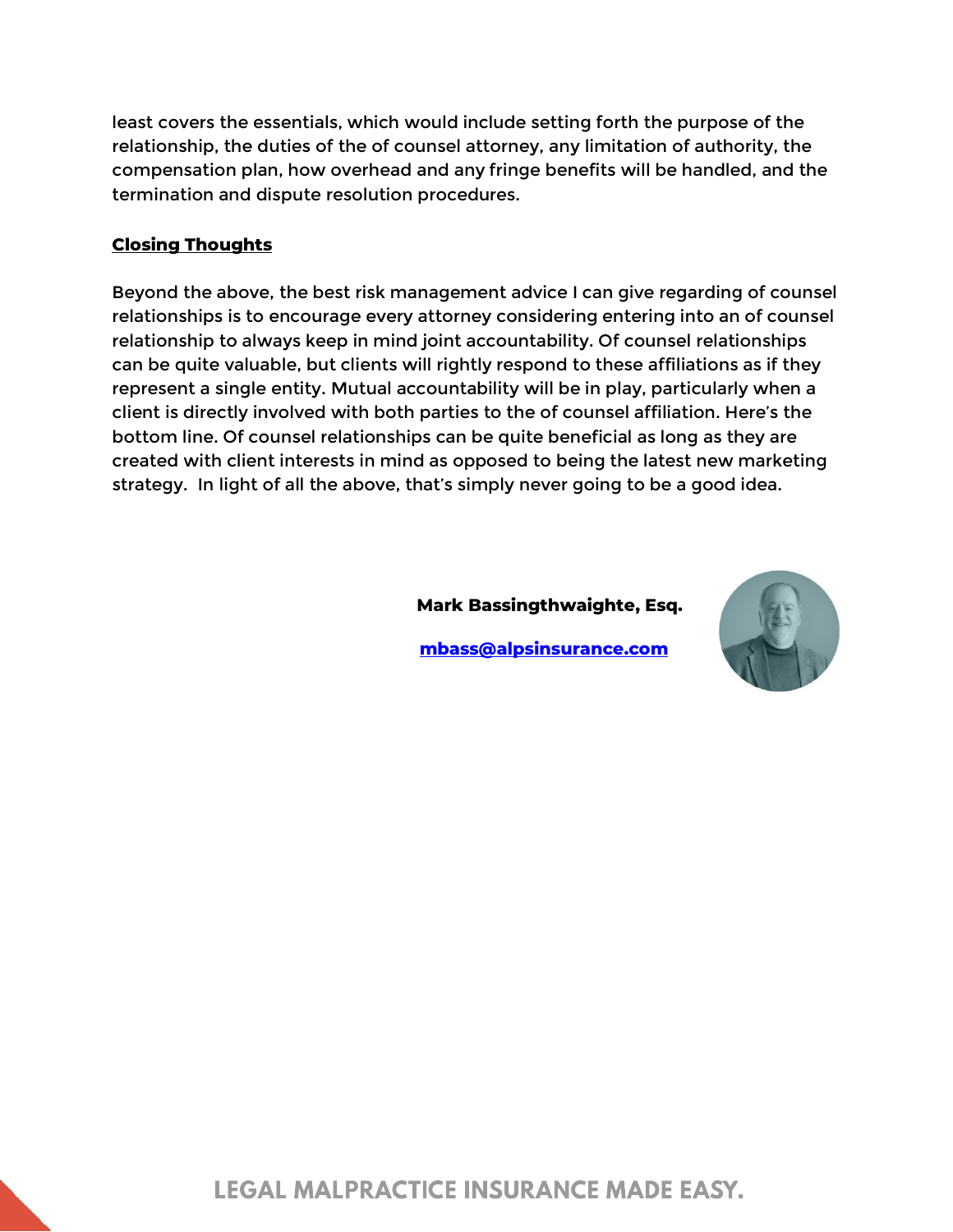least covers the essentials, which would include setting forth the purpose of the relationship, the duties of the of counsel attorney, any limitation of authority, the compensation plan, how overhead and any fringe benefits will be handled, and the termination and dispute resolution procedures.

## Closing Thoughts

Beyond the above, the best risk management advice I can give regarding of counsel relationships is to encourage every attorney considering entering into an of counsel relationship to always keep in mind joint accountability. Of counsel relationships can be quite valuable, but clients will rightly respond to these affiliations as if they represent a single entity. Mutual accountability will be in play, particularly when a client is directly involved with both parties to the of counsel affiliation. Here's the bottom line. Of counsel relationships can be quite beneficial as long as they are created with client interests in mind as opposed to being the latest new marketing strategy.  In light of all the above, that's simply never going to be a good idea.

**Mark Bassingthwaighte, Esq.**

mbass@alpsinsurance.com

LEGAL MALPRACTICE INSURANCE MADE EASY.